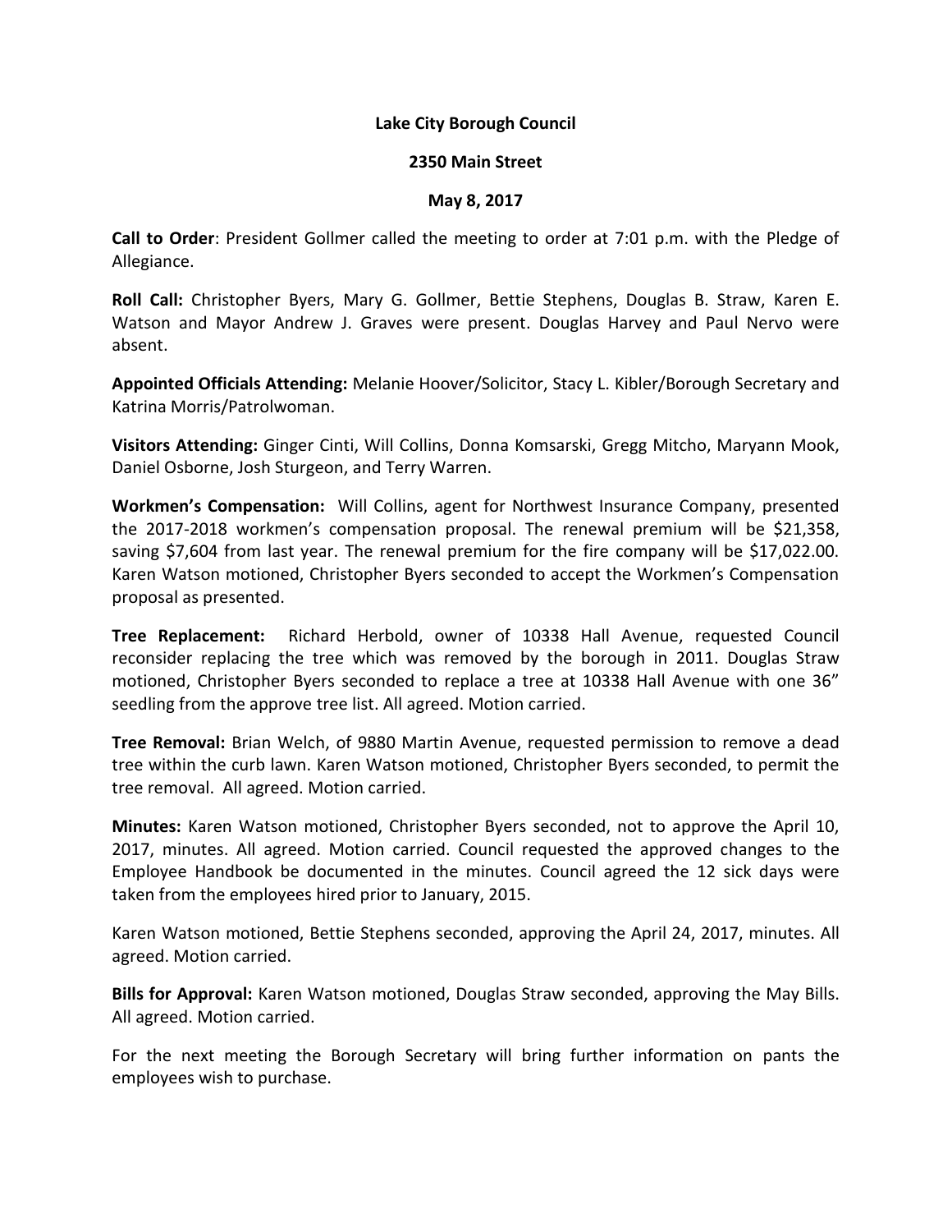**Lake City Borough Council**

**2350 Main Street**

**May 8, 2017**

**Call to Order**: President Gollmer called the meeting to order at 7:01 p.m. with the Pledge of Allegiance.

**Roll Call:** Christopher Byers, Mary G. Gollmer, Bettie Stephens, Douglas B. Straw, Karen E. Watson and Mayor Andrew J. Graves were present. Douglas Harvey and Paul Nervo were absent.

**Appointed Officials Attending:** Melanie Hoover/Solicitor, Stacy L. Kibler/Borough Secretary and Katrina Morris/Patrolwoman.

**Visitors Attending:** Ginger Cinti, Will Collins, Donna Komsarski, Gregg Mitcho, Maryann Mook, Daniel Osborne, Josh Sturgeon, and Terry Warren.

**Workmen's Compensation:** Will Collins, agent for Northwest Insurance Company, presented the 2017-2018 workmen's compensation proposal. The renewal premium will be $21,358, saving $7,604 from last year. The renewal premium for the fire company will be $17,022.00. Karen Watson motioned, Christopher Byers seconded to accept the Workmen's Compensation proposal as presented.

**Tree Replacement:** Richard Herbold, owner of 10338 Hall Avenue, requested Council reconsider replacing the tree which was removed by the borough in 2011. Douglas Straw motioned, Christopher Byers seconded to replace a tree at 10338 Hall Avenue with one 36" seedling from the approve tree list. All agreed. Motion carried.

**Tree Removal:** Brian Welch, of 9880 Martin Avenue, requested permission to remove a dead tree within the curb lawn. Karen Watson motioned, Christopher Byers seconded, to permit the tree removal. All agreed. Motion carried.

**Minutes:** Karen Watson motioned, Christopher Byers seconded, not to approve the April 10, 2017, minutes. All agreed. Motion carried. Council requested the approved changes to the Employee Handbook be documented in the minutes. Council agreed the 12 sick days were taken from the employees hired prior to January, 2015.

Karen Watson motioned, Bettie Stephens seconded, approving the April 24, 2017, minutes. All agreed. Motion carried.

**Bills for Approval:** Karen Watson motioned, Douglas Straw seconded, approving the May Bills. All agreed. Motion carried.

For the next meeting the Borough Secretary will bring further information on pants the employees wish to purchase.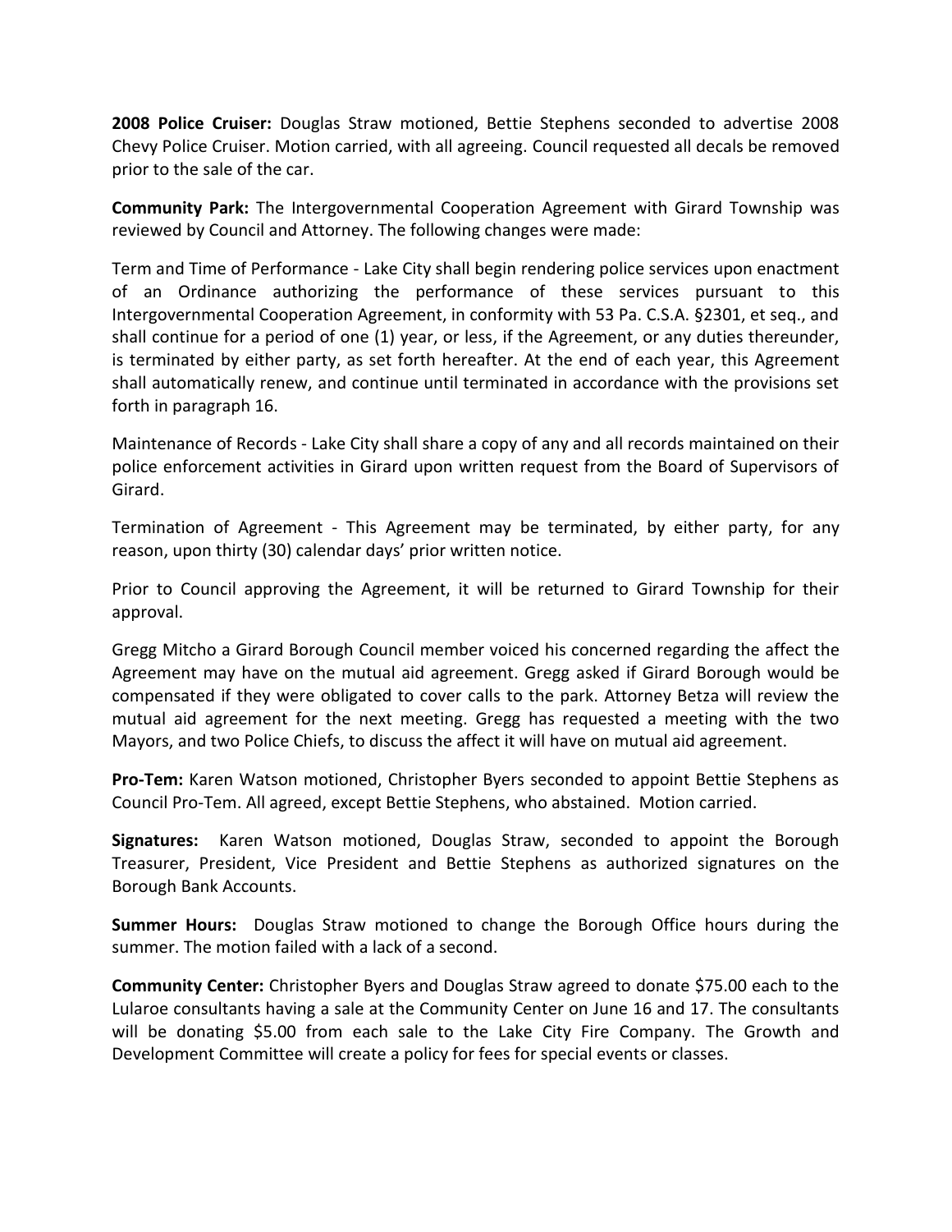**2008 Police Cruiser:** Douglas Straw motioned, Bettie Stephens seconded to advertise 2008 Chevy Police Cruiser. Motion carried, with all agreeing. Council requested all decals be removed prior to the sale of the car.

**Community Park:** The Intergovernmental Cooperation Agreement with Girard Township was reviewed by Council and Attorney. The following changes were made:

Term and Time of Performance - Lake City shall begin rendering police services upon enactment of an Ordinance authorizing the performance of these services pursuant to this Intergovernmental Cooperation Agreement, in conformity with 53 Pa. C.S.A. §2301, et seq., and shall continue for a period of one (1) year, or less, if the Agreement, or any duties thereunder, is terminated by either party, as set forth hereafter. At the end of each year, this Agreement shall automatically renew, and continue until terminated in accordance with the provisions set forth in paragraph 16.

Maintenance of Records - Lake City shall share a copy of any and all records maintained on their police enforcement activities in Girard upon written request from the Board of Supervisors of Girard.

Termination of Agreement - This Agreement may be terminated, by either party, for any reason, upon thirty (30) calendar days' prior written notice.

Prior to Council approving the Agreement, it will be returned to Girard Township for their approval.

Gregg Mitcho a Girard Borough Council member voiced his concerned regarding the affect the Agreement may have on the mutual aid agreement. Gregg asked if Girard Borough would be compensated if they were obligated to cover calls to the park. Attorney Betza will review the mutual aid agreement for the next meeting. Gregg has requested a meeting with the two Mayors, and two Police Chiefs, to discuss the affect it will have on mutual aid agreement.

**Pro-Tem:** Karen Watson motioned, Christopher Byers seconded to appoint Bettie Stephens as Council Pro-Tem. All agreed, except Bettie Stephens, who abstained. Motion carried.

**Signatures:** Karen Watson motioned, Douglas Straw, seconded to appoint the Borough Treasurer, President, Vice President and Bettie Stephens as authorized signatures on the Borough Bank Accounts.

**Summer Hours:** Douglas Straw motioned to change the Borough Office hours during the summer. The motion failed with a lack of a second.

**Community Center:** Christopher Byers and Douglas Straw agreed to donate $75.00 each to the Lularoe consultants having a sale at the Community Center on June 16 and 17. The consultants will be donating $5.00 from each sale to the Lake City Fire Company. The Growth and Development Committee will create a policy for fees for special events or classes.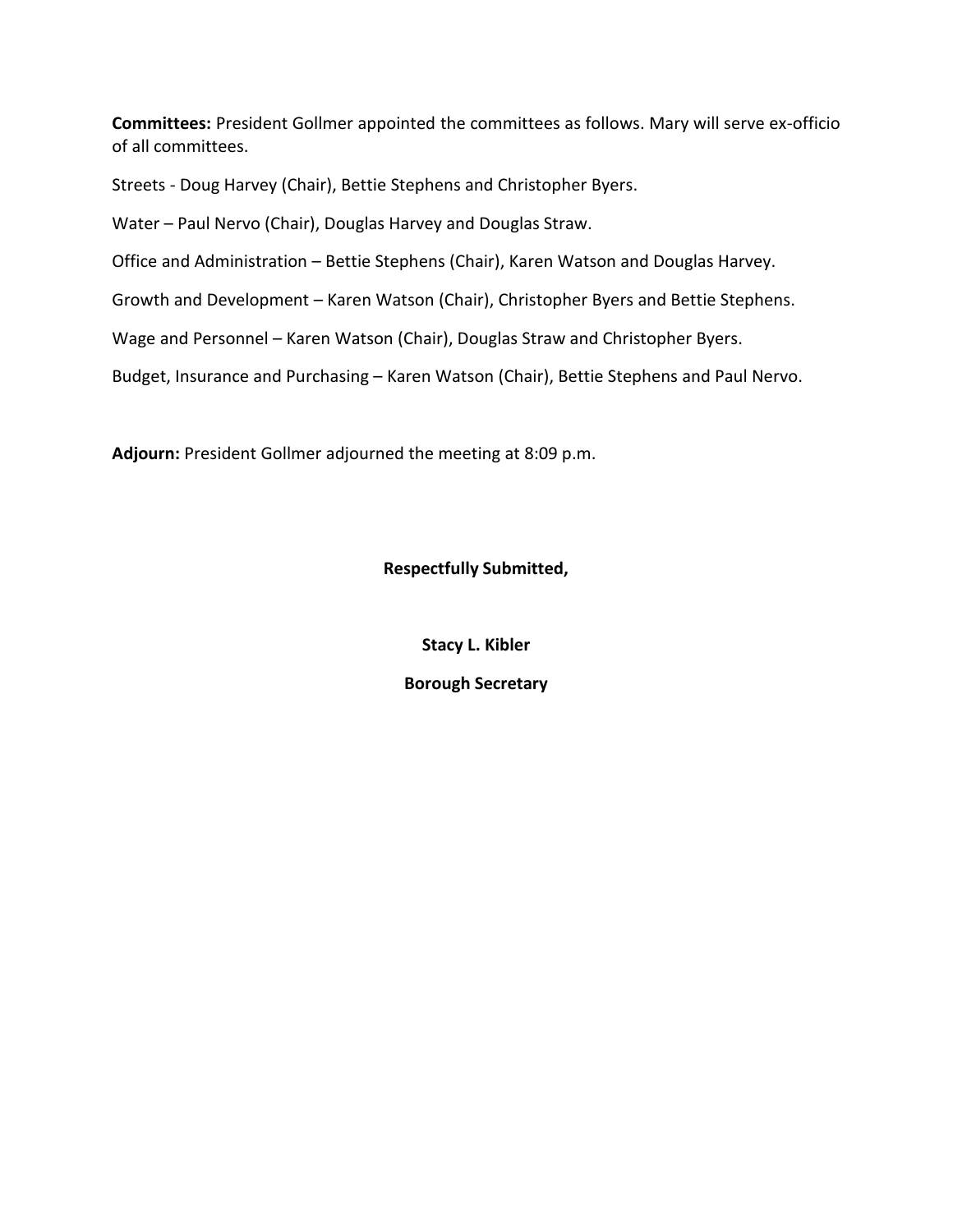**Committees:** President Gollmer appointed the committees as follows. Mary will serve ex-officio of all committees.

Streets - Doug Harvey (Chair), Bettie Stephens and Christopher Byers.

Water – Paul Nervo (Chair), Douglas Harvey and Douglas Straw.

Office and Administration – Bettie Stephens (Chair), Karen Watson and Douglas Harvey.

Growth and Development – Karen Watson (Chair), Christopher Byers and Bettie Stephens.

Wage and Personnel – Karen Watson (Chair), Douglas Straw and Christopher Byers.

Budget, Insurance and Purchasing – Karen Watson (Chair), Bettie Stephens and Paul Nervo.

**Adjourn:** President Gollmer adjourned the meeting at 8:09 p.m.

**Respectfully Submitted,**

**Stacy L. Kibler**

**Borough Secretary**